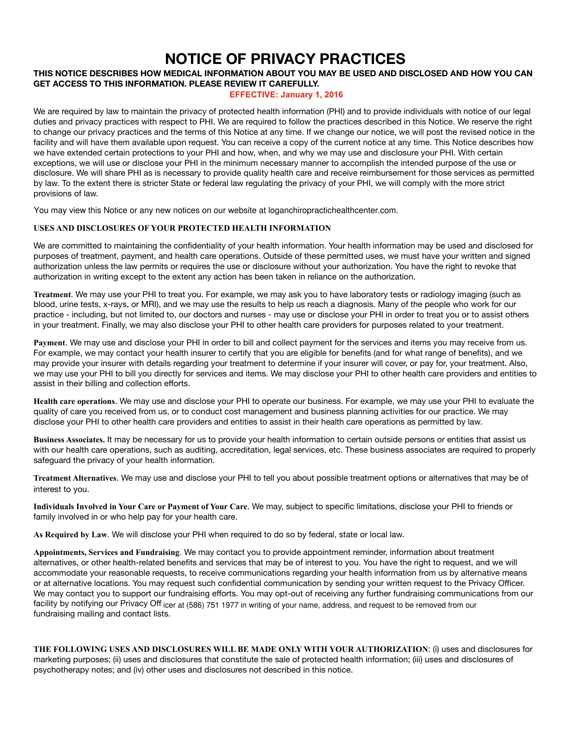# NOTICE OF PRIVACY PRACTICES

**THIS NOTICE DESCRIBES HOW MEDICAL INFORMATION ABOUT YOU MAY BE USED AND DISCLOSED AND HOW YOU CAN GET ACCESS TO THIS INFORMATION. PLEASE REVIEW IT CAREFULLY.**

**EFFECTIVE: January 1, 2016**

We are required by law to maintain the privacy of protected health information (PHI) and to provide individuals with notice of our legal duties and privacy practices with respect to PHI. We are required to follow the practices described in this Notice. We reserve the right to change our privacy practices and the terms of this Notice at any time. If we change our notice, we will post the revised notice in the facility and will have them available upon request. You can receive a copy of the current notice at any time. This Notice describes how we have extended certain protections to your PHI and how, when, and why we may use and disclosure your PHI. With certain exceptions, we will use or disclose your PHI in the minimum necessary manner to accomplish the intended purpose of the use or disclosure. We will share PHI as is necessary to provide quality health care and receive reimbursement for those services as permitted by law. To the extent there is stricter State or federal law regulating the privacy of your PHI, we will comply with the more strict provisions of law.

You may view this Notice or any new notices on our website at loganchiropractichealthcenter.com.

**USES AND DISCLOSURES OF YOUR PROTECTED HEALTH INFORMATION**

We are committed to maintaining the confidentiality of your health information. Your health information may be used and disclosed for purposes of treatment, payment, and health care operations. Outside of these permitted uses, we must have your written and signed authorization unless the law permits or requires the use or disclosure without your authorization. You have the right to revoke that authorization in writing except to the extent any action has been taken in reliance on the authorization.

**Treatment**. We may use your PHI to treat you. For example, we may ask you to have laboratory tests or radiology imaging (such as blood, urine tests, x-rays, or MRI), and we may use the results to help us reach a diagnosis. Many of the people who work for our practice - including, but not limited to, our doctors and nurses - may use or disclose your PHI in order to treat you or to assist others in your treatment. Finally, we may also disclose your PHI to other health care providers for purposes related to your treatment.

**Payment**. We may use and disclose your PHI in order to bill and collect payment for the services and items you may receive from us. For example, we may contact your health insurer to certify that you are eligible for benefits (and for what range of benefits), and we may provide your insurer with details regarding your treatment to determine if your insurer will cover, or pay for, your treatment. Also, we may use your PHI to bill you directly for services and items. We may disclose your PHI to other health care providers and entities to assist in their billing and collection efforts.

**Health care operations**. We may use and disclose your PHI to operate our business. For example, we may use your PHI to evaluate the quality of care you received from us, or to conduct cost management and business planning activities for our practice. We may disclose your PHI to other health care providers and entities to assist in their health care operations as permitted by law.

**Business Associates.** It may be necessary for us to provide your health information to certain outside persons or entities that assist us with our health care operations, such as auditing, accreditation, legal services, etc. These business associates are required to properly safeguard the privacy of your health information.

**Treatment Alternatives**. We may use and disclose your PHI to tell you about possible treatment options or alternatives that may be of interest to you.

**Individuals Involved in Your Care or Payment of Your Care**. We may, subject to specific limitations, disclose your PHI to friends or family involved in or who help pay for your health care.

**As Required by Law**. We will disclose your PHI when required to do so by federal, state or local law.

**Appointments, Services and Fundraising**. We may contact you to provide appointment reminder, information about treatment alternatives, or other health-related benefits and services that may be of interest to you. You have the right to request, and we will accommodate your reasonable requests, to receive communications regarding your health information from us by alternative means or at alternative locations. You may request such confidential communication by sending your written request to the Privacy Officer. We may contact you to support our fundraising efforts. You may opt-out of receiving any further fundraising communications from our facility by notifying our Privacy Officer at (586) 751 1977 in writing of your name, address, and request to be removed from our fundraising mailing and contact lists.

**THE FOLLOWING USES AND DISCLOSURES WILL BE MADE ONLY WITH YOUR AUTHORIZATION**: (i) uses and disclosures for marketing purposes; (ii) uses and disclosures that constitute the sale of protected health information; (iii) uses and disclosures of psychotherapy notes; and (iv) other uses and disclosures not described in this notice.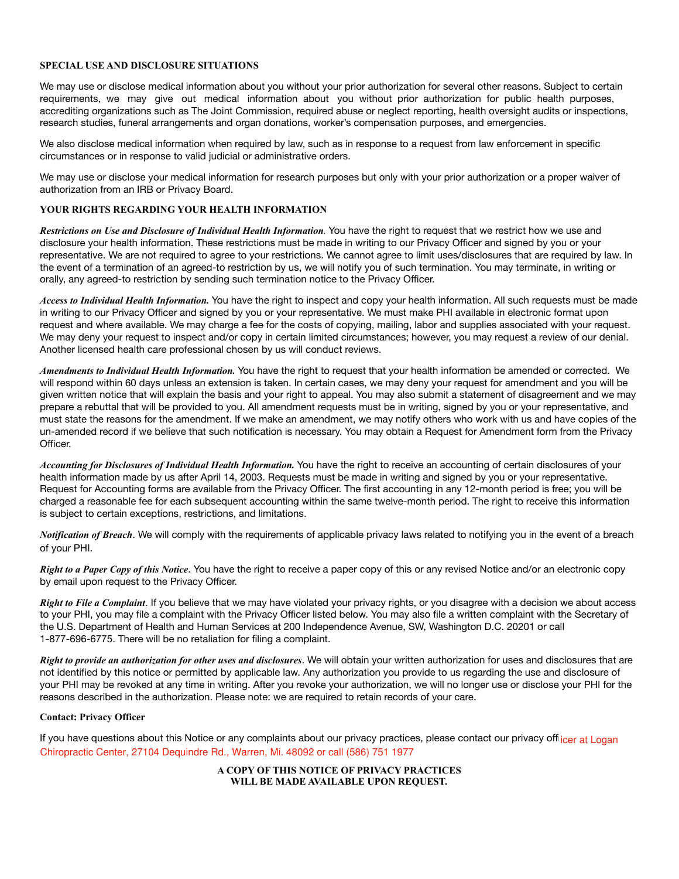**SPECIAL USE AND DISCLOSURE SITUATIONS**

We may use or disclose medical information about you without your prior authorization for several other reasons. Subject to certain requirements, we may give out medical information about you without prior authorization for public health purposes, accrediting organizations such as The Joint Commission, required abuse or neglect reporting, health oversight audits or inspections, research studies, funeral arrangements and organ donations, worker's compensation purposes, and emergencies.

We also disclose medical information when required by law, such as in response to a request from law enforcement in specific circumstances or in response to valid judicial or administrative orders.

We may use or disclose your medical information for research purposes but only with your prior authorization or a proper waiver of authorization from an IRB or Privacy Board.

**YOUR RIGHTS REGARDING YOUR HEALTH INFORMATION**

***Restrictions on Use and Disclosure of Individual Health Information***. You have the right to request that we restrict how we use and disclosure your health information. These restrictions must be made in writing to our Privacy Officer and signed by you or your representative. We are not required to agree to your restrictions. We cannot agree to limit uses/disclosures that are required by law. In the event of a termination of an agreed-to restriction by us, we will notify you of such termination. You may terminate, in writing or orally, any agreed-to restriction by sending such termination notice to the Privacy Officer.

***Access to Individual Health Information.*** You have the right to inspect and copy your health information. All such requests must be made in writing to our Privacy Officer and signed by you or your representative. We must make PHI available in electronic format upon request and where available. We may charge a fee for the costs of copying, mailing, labor and supplies associated with your request. We may deny your request to inspect and/or copy in certain limited circumstances; however, you may request a review of our denial. Another licensed health care professional chosen by us will conduct reviews.

***Amendments to Individual Health Information.*** You have the right to request that your health information be amended or corrected. We will respond within 60 days unless an extension is taken. In certain cases, we may deny your request for amendment and you will be given written notice that will explain the basis and your right to appeal. You may also submit a statement of disagreement and we may prepare a rebuttal that will be provided to you. All amendment requests must be in writing, signed by you or your representative, and must state the reasons for the amendment. If we make an amendment, we may notify others who work with us and have copies of the un-amended record if we believe that such notification is necessary. You may obtain a Request for Amendment form from the Privacy Officer.

***Accounting for Disclosures of Individual Health Information.*** You have the right to receive an accounting of certain disclosures of your health information made by us after April 14, 2003. Requests must be made in writing and signed by you or your representative. Request for Accounting forms are available from the Privacy Officer. The first accounting in any 12-month period is free; you will be charged a reasonable fee for each subsequent accounting within the same twelve-month period. The right to receive this information is subject to certain exceptions, restrictions, and limitations.

***Notification of Breach***. We will comply with the requirements of applicable privacy laws related to notifying you in the event of a breach of your PHI.

***Right to a Paper Copy of this Notice***. You have the right to receive a paper copy of this or any revised Notice and/or an electronic copy by email upon request to the Privacy Officer.

***Right to File a Complaint***. If you believe that we may have violated your privacy rights, or you disagree with a decision we about access to your PHI, you may file a complaint with the Privacy Officer listed below. You may also file a written complaint with the Secretary of the U.S. Department of Health and Human Services at 200 Independence Avenue, SW, Washington D.C. 20201 or call 1-877-696-6775. There will be no retaliation for filing a complaint.

***Right to provide an authorization for other uses and disclosures***. We will obtain your written authorization for uses and disclosures that are not identified by this notice or permitted by applicable law. Any authorization you provide to us regarding the use and disclosure of your PHI may be revoked at any time in writing. After you revoke your authorization, we will no longer use or disclose your PHI for the reasons described in the authorization. Please note: we are required to retain records of your care.

**Contact: Privacy Officer**

If you have questions about this Notice or any complaints about our privacy practices, please contact our privacy officer at Logan Chiropractic Center, 27104 Dequindre Rd., Warren, Mi. 48092 or call (586) 751 1977

**A COPY OF THIS NOTICE OF PRIVACY PRACTICES WILL BE MADE AVAILABLE UPON REQUEST.**